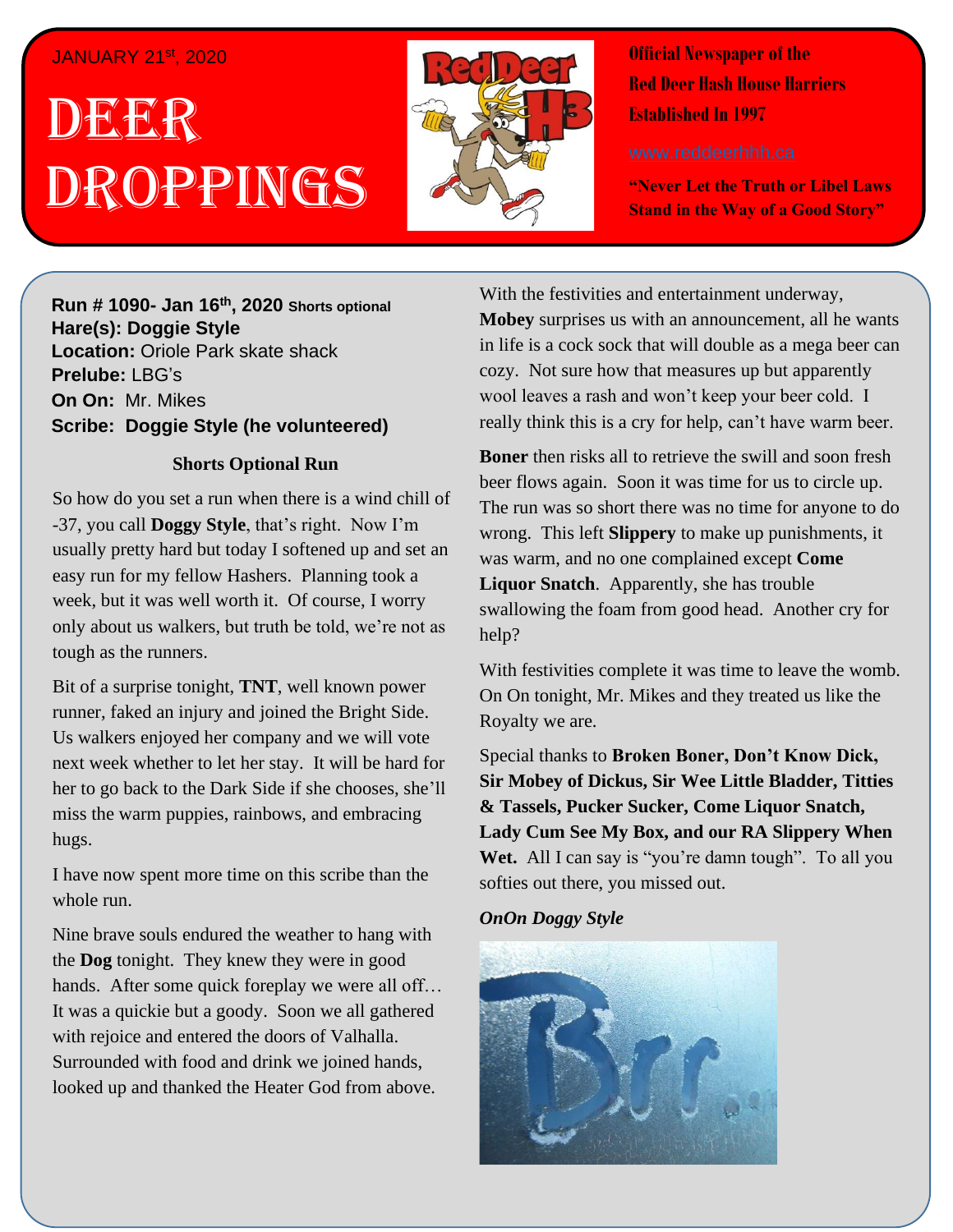JANUARY 21st, 2020

# DEER DROPPINGS

**Official Newspaper of the Red Deer Hash House Harriers Established In 1997**

www.reddeerhhh.ca

**"Never Let the Truth or Libel Laws Stand in the Way of a Good Story"**

**Run # 1090- Jan 16th, 2020** **Shorts optional**
**Hare(s): Doggie Style**
**Location:** Oriole Park skate shack
**Prelube:** LBG's
**On On:** Mr. Mikes
**Scribe: Doggie Style (he volunteered)**

**Shorts Optional Run**

So how do you set a run when there is a wind chill of -37, you call **Doggy Style**, that's right. Now I'm usually pretty hard but today I softened up and set an easy run for my fellow Hashers. Planning took a week, but it was well worth it. Of course, I worry only about us walkers, but truth be told, we're not as tough as the runners.

Bit of a surprise tonight, **TNT**, well known power runner, faked an injury and joined the Bright Side. Us walkers enjoyed her company and we will vote next week whether to let her stay. It will be hard for her to go back to the Dark Side if she chooses, she'll miss the warm puppies, rainbows, and embracing hugs.

I have now spent more time on this scribe than the whole run.

Nine brave souls endured the weather to hang with the **Dog** tonight. They knew they were in good hands. After some quick foreplay we were all off… It was a quickie but a goody. Soon we all gathered with rejoice and entered the doors of Valhalla. Surrounded with food and drink we joined hands, looked up and thanked the Heater God from above.

With the festivities and entertainment underway, **Mobey** surprises us with an announcement, all he wants in life is a cock sock that will double as a mega beer can cozy. Not sure how that measures up but apparently wool leaves a rash and won't keep your beer cold. I really think this is a cry for help, can't have warm beer.

**Boner** then risks all to retrieve the swill and soon fresh beer flows again. Soon it was time for us to circle up. The run was so short there was no time for anyone to do wrong. This left **Slippery** to make up punishments, it was warm, and no one complained except **Come Liquor Snatch**. Apparently, she has trouble swallowing the foam from good head. Another cry for help?

With festivities complete it was time to leave the womb. On On tonight, Mr. Mikes and they treated us like the Royalty we are.

Special thanks to **Broken Boner, Don't Know Dick, Sir Mobey of Dickus, Sir Wee Little Bladder, Titties & Tassels, Pucker Sucker, Come Liquor Snatch, Lady Cum See My Box, and our RA Slippery When Wet.** All I can say is "you're damn tough". To all you softies out there, you missed out.

***OnOn Doggy Style***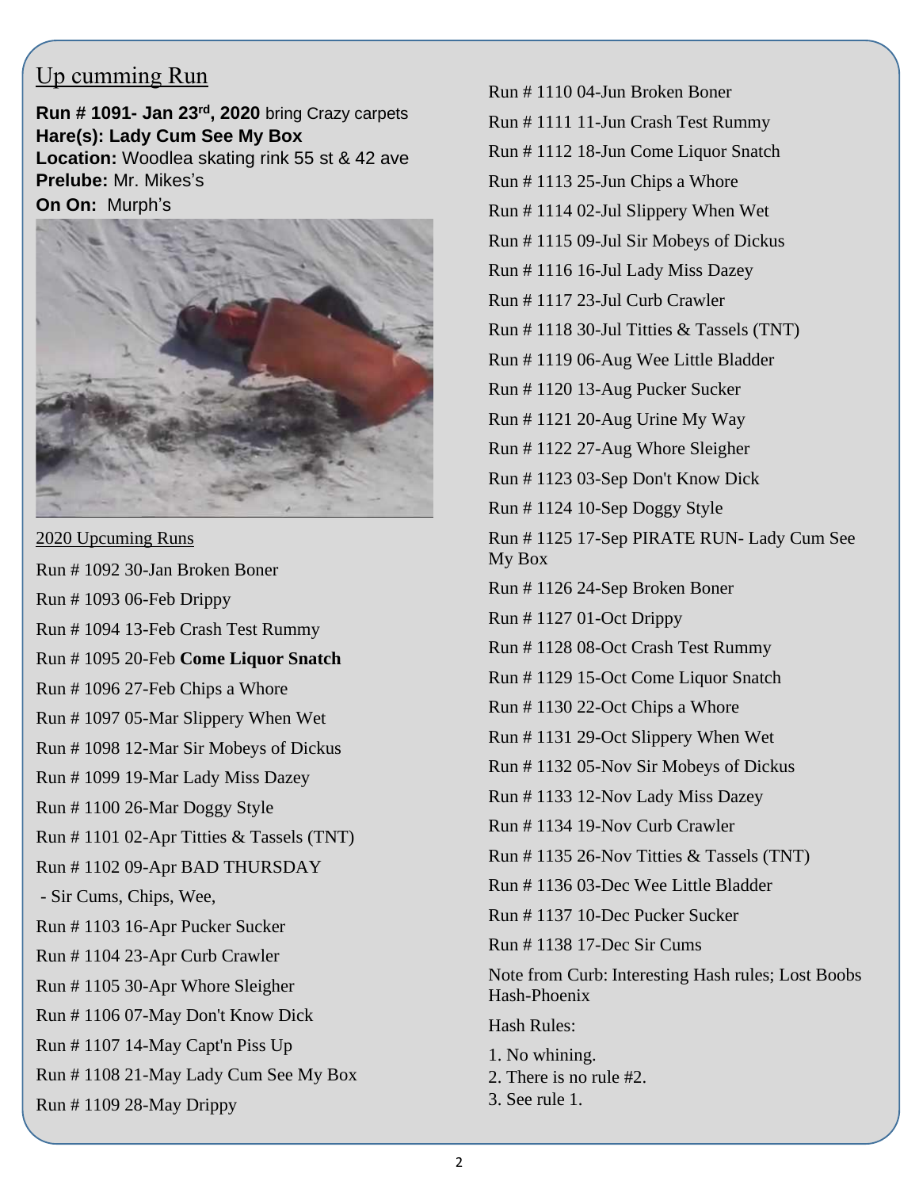## Up cumming Run

**Run # 1091- Jan 23rd, 2020** bring Crazy carpets
**Hare(s): Lady Cum See My Box**
**Location:** Woodlea skating rink 55 st & 42 ave
**Prelube:** Mr. Mikes's
**On On:** Murph's

2020 Upcuming Runs

Run # 1092 30-Jan Broken Boner
Run # 1093 06-Feb Drippy
Run # 1094 13-Feb Crash Test Rummy
Run # 1095 20-Feb **Come Liquor Snatch**
Run # 1096 27-Feb Chips a Whore
Run # 1097 05-Mar Slippery When Wet
Run # 1098 12-Mar Sir Mobeys of Dickus
Run # 1099 19-Mar Lady Miss Dazey
Run # 1100 26-Mar Doggy Style
Run # 1101 02-Apr Titties & Tassels (TNT)
Run # 1102 09-Apr BAD THURSDAY
- Sir Cums, Chips, Wee,
Run # 1103 16-Apr Pucker Sucker
Run # 1104 23-Apr Curb Crawler
Run # 1105 30-Apr Whore Sleigher
Run # 1106 07-May Don't Know Dick
Run # 1107 14-May Capt'n Piss Up
Run # 1108 21-May Lady Cum See My Box
Run # 1109 28-May Drippy
Run # 1110 04-Jun Broken Boner
Run # 1111 11-Jun Crash Test Rummy
Run # 1112 18-Jun Come Liquor Snatch
Run # 1113 25-Jun Chips a Whore
Run # 1114 02-Jul Slippery When Wet
Run # 1115 09-Jul Sir Mobeys of Dickus
Run # 1116 16-Jul Lady Miss Dazey
Run # 1117 23-Jul Curb Crawler
Run # 1118 30-Jul Titties & Tassels (TNT)
Run # 1119 06-Aug Wee Little Bladder
Run # 1120 13-Aug Pucker Sucker
Run # 1121 20-Aug Urine My Way
Run # 1122 27-Aug Whore Sleigher
Run # 1123 03-Sep Don't Know Dick
Run # 1124 10-Sep Doggy Style
Run # 1125 17-Sep PIRATE RUN- Lady Cum See My Box
Run # 1126 24-Sep Broken Boner
Run # 1127 01-Oct Drippy
Run # 1128 08-Oct Crash Test Rummy
Run # 1129 15-Oct Come Liquor Snatch
Run # 1130 22-Oct Chips a Whore
Run # 1131 29-Oct Slippery When Wet
Run # 1132 05-Nov Sir Mobeys of Dickus
Run # 1133 12-Nov Lady Miss Dazey
Run # 1134 19-Nov Curb Crawler
Run # 1135 26-Nov Titties & Tassels (TNT)
Run # 1136 03-Dec Wee Little Bladder
Run # 1137 10-Dec Pucker Sucker
Run # 1138 17-Dec Sir Cums

Note from Curb: Interesting Hash rules; Lost Boobs Hash-Phoenix

Hash Rules:

1. No whining.
2. There is no rule #2.
3. See rule 1.